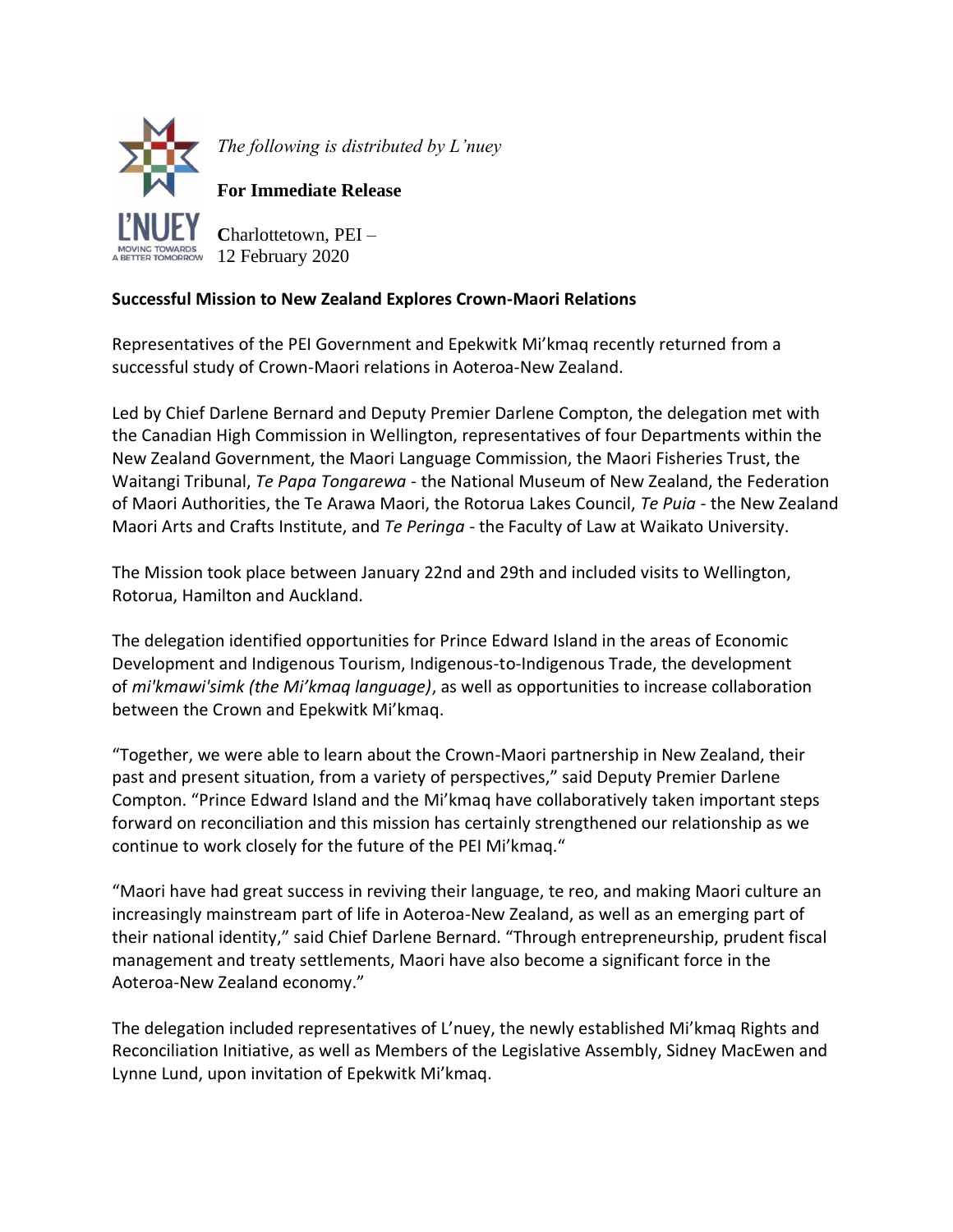L'NUEY
MOVING TOWARDS A BETTER TOMORROW

*The following is distributed by L'nuey*

**For Immediate Release**

Charlottetown, PEI –
12 February 2020

**Successful Mission to New Zealand Explores Crown-Maori Relations**

Representatives of the PEI Government and Epekwitk Mi'kmaq recently returned from a successful study of Crown-Maori relations in Aoteroa-New Zealand.

Led by Chief Darlene Bernard and Deputy Premier Darlene Compton, the delegation met with the Canadian High Commission in Wellington, representatives of four Departments within the New Zealand Government, the Maori Language Commission, the Maori Fisheries Trust, the Waitangi Tribunal, *Te Papa Tongarewa* - the National Museum of New Zealand, the Federation of Maori Authorities, the Te Arawa Maori, the Rotorua Lakes Council, *Te Puia* - the New Zealand Maori Arts and Crafts Institute, and *Te Peringa* - the Faculty of Law at Waikato University.

The Mission took place between January 22nd and 29th and included visits to Wellington, Rotorua, Hamilton and Auckland.

The delegation identified opportunities for Prince Edward Island in the areas of Economic Development and Indigenous Tourism, Indigenous-to-Indigenous Trade, the development of *mi'kmawi'simk (the Mi'kmaq language)*, as well as opportunities to increase collaboration between the Crown and Epekwitk Mi'kmaq.

"Together, we were able to learn about the Crown-Maori partnership in New Zealand, their past and present situation, from a variety of perspectives," said Deputy Premier Darlene Compton. "Prince Edward Island and the Mi'kmaq have collaboratively taken important steps forward on reconciliation and this mission has certainly strengthened our relationship as we continue to work closely for the future of the PEI Mi'kmaq."

"Maori have had great success in reviving their language, te reo, and making Maori culture an increasingly mainstream part of life in Aoteroa-New Zealand, as well as an emerging part of their national identity," said Chief Darlene Bernard. "Through entrepreneurship, prudent fiscal management and treaty settlements, Maori have also become a significant force in the Aoteroa-New Zealand economy."

The delegation included representatives of L'nuey, the newly established Mi'kmaq Rights and Reconciliation Initiative, as well as Members of the Legislative Assembly, Sidney MacEwen and Lynne Lund, upon invitation of Epekwitk Mi'kmaq.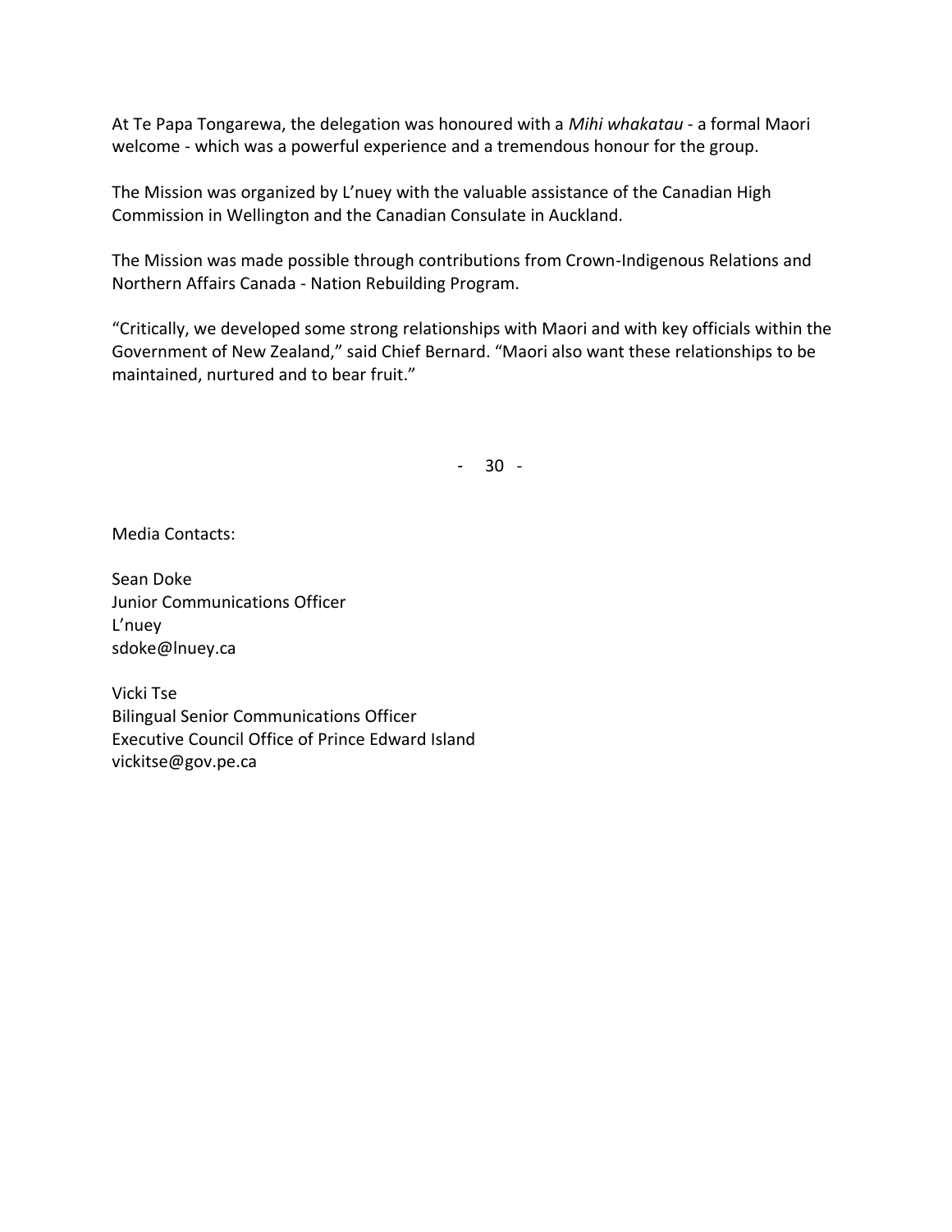At Te Papa Tongarewa, the delegation was honoured with a *Mihi whakatau* - a formal Maori welcome - which was a powerful experience and a tremendous honour for the group.

The Mission was organized by L'nuey with the valuable assistance of the Canadian High Commission in Wellington and the Canadian Consulate in Auckland.

The Mission was made possible through contributions from Crown-Indigenous Relations and Northern Affairs Canada - Nation Rebuilding Program.

"Critically, we developed some strong relationships with Maori and with key officials within the Government of New Zealand," said Chief Bernard. "Maori also want these relationships to be maintained, nurtured and to bear fruit."

- 30 -

Media Contacts:

Sean Doke
Junior Communications Officer
L'nuey
sdoke@lnuey.ca

Vicki Tse
Bilingual Senior Communications Officer
Executive Council Office of Prince Edward Island
vickitse@gov.pe.ca